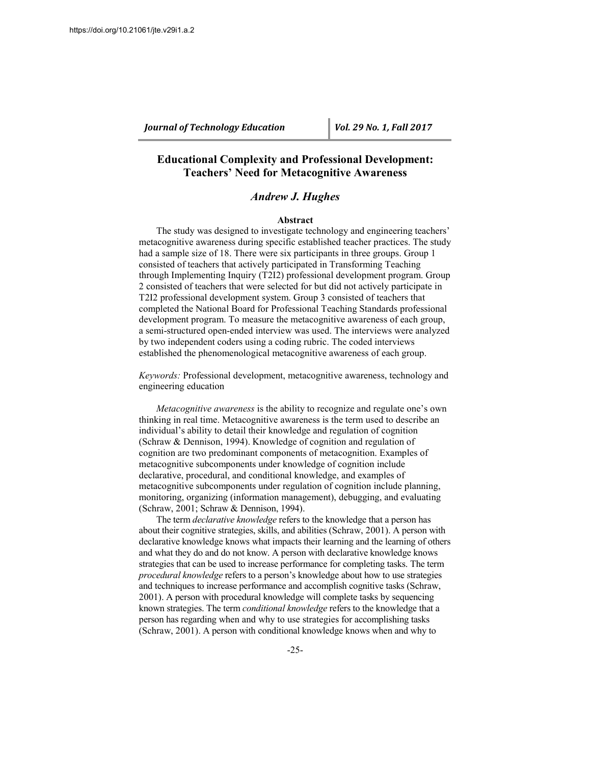# Educational Complexity and Professional Development: Teachers' Need for Metacognitive Awareness

***Andrew J. Hughes***

### Abstract

The study was designed to investigate technology and engineering teachers' metacognitive awareness during specific established teacher practices. The study had a sample size of 18. There were six participants in three groups. Group 1 consisted of teachers that actively participated in Transforming Teaching through Implementing Inquiry (T2I2) professional development program. Group 2 consisted of teachers that were selected for but did not actively participate in T2I2 professional development system. Group 3 consisted of teachers that completed the National Board for Professional Teaching Standards professional development program. To measure the metacognitive awareness of each group, a semi-structured open-ended interview was used. The interviews were analyzed by two independent coders using a coding rubric. The coded interviews established the phenomenological metacognitive awareness of each group.

*Keywords:* Professional development, metacognitive awareness, technology and engineering education

*Metacognitive awareness* is the ability to recognize and regulate one's own thinking in real time. Metacognitive awareness is the term used to describe an individual's ability to detail their knowledge and regulation of cognition (Schraw & Dennison, 1994). Knowledge of cognition and regulation of cognition are two predominant components of metacognition. Examples of metacognitive subcomponents under knowledge of cognition include declarative, procedural, and conditional knowledge, and examples of metacognitive subcomponents under regulation of cognition include planning, monitoring, organizing (information management), debugging, and evaluating (Schraw, 2001; Schraw & Dennison, 1994).

The term *declarative knowledge* refers to the knowledge that a person has about their cognitive strategies, skills, and abilities (Schraw, 2001). A person with declarative knowledge knows what impacts their learning and the learning of others and what they do and do not know. A person with declarative knowledge knows strategies that can be used to increase performance for completing tasks. The term *procedural knowledge* refers to a person's knowledge about how to use strategies and techniques to increase performance and accomplish cognitive tasks (Schraw, 2001). A person with procedural knowledge will complete tasks by sequencing known strategies. The term *conditional knowledge* refers to the knowledge that a person has regarding when and why to use strategies for accomplishing tasks (Schraw, 2001). A person with conditional knowledge knows when and why to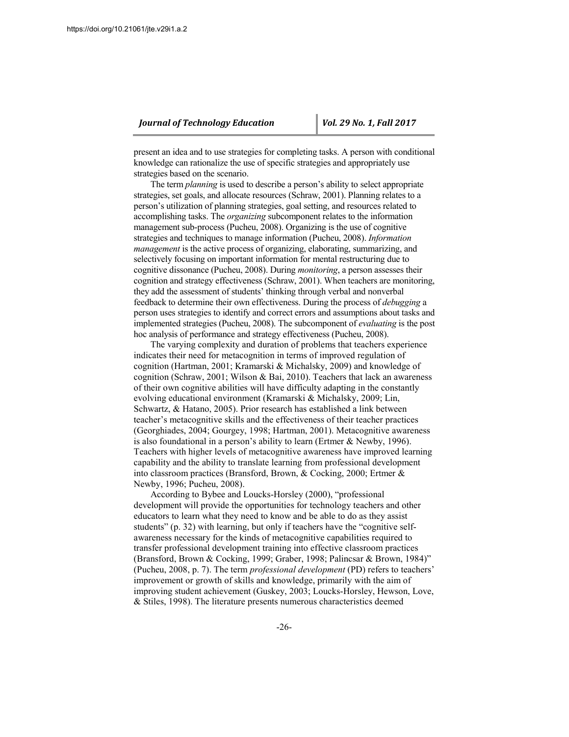present an idea and to use strategies for completing tasks. A person with conditional knowledge can rationalize the use of specific strategies and appropriately use strategies based on the scenario.

The term *planning* is used to describe a person's ability to select appropriate strategies, set goals, and allocate resources (Schraw, 2001). Planning relates to a person's utilization of planning strategies, goal setting, and resources related to accomplishing tasks. The *organizing* subcomponent relates to the information management sub-process (Pucheu, 2008). Organizing is the use of cognitive strategies and techniques to manage information (Pucheu, 2008). *Information management* is the active process of organizing, elaborating, summarizing, and selectively focusing on important information for mental restructuring due to cognitive dissonance (Pucheu, 2008). During *monitoring*, a person assesses their cognition and strategy effectiveness (Schraw, 2001). When teachers are monitoring, they add the assessment of students' thinking through verbal and nonverbal feedback to determine their own effectiveness. During the process of *debugging* a person uses strategies to identify and correct errors and assumptions about tasks and implemented strategies (Pucheu, 2008). The subcomponent of *evaluating* is the post hoc analysis of performance and strategy effectiveness (Pucheu, 2008).

The varying complexity and duration of problems that teachers experience indicates their need for metacognition in terms of improved regulation of cognition (Hartman, 2001; Kramarski & Michalsky, 2009) and knowledge of cognition (Schraw, 2001; Wilson & Bai, 2010). Teachers that lack an awareness of their own cognitive abilities will have difficulty adapting in the constantly evolving educational environment (Kramarski & Michalsky, 2009; Lin, Schwartz, & Hatano, 2005). Prior research has established a link between teacher's metacognitive skills and the effectiveness of their teacher practices (Georghiades, 2004; Gourgey, 1998; Hartman, 2001). Metacognitive awareness is also foundational in a person's ability to learn (Ertmer & Newby, 1996). Teachers with higher levels of metacognitive awareness have improved learning capability and the ability to translate learning from professional development into classroom practices (Bransford, Brown, & Cocking, 2000; Ertmer & Newby, 1996; Pucheu, 2008).

According to Bybee and Loucks-Horsley (2000), "professional development will provide the opportunities for technology teachers and other educators to learn what they need to know and be able to do as they assist students" (p. 32) with learning, but only if teachers have the "cognitive self-awareness necessary for the kinds of metacognitive capabilities required to transfer professional development training into effective classroom practices (Bransford, Brown & Cocking, 1999; Graber, 1998; Palincsar & Brown, 1984)" (Pucheu, 2008, p. 7). The term *professional development* (PD) refers to teachers' improvement or growth of skills and knowledge, primarily with the aim of improving student achievement (Guskey, 2003; Loucks-Horsley, Hewson, Love, & Stiles, 1998). The literature presents numerous characteristics deemed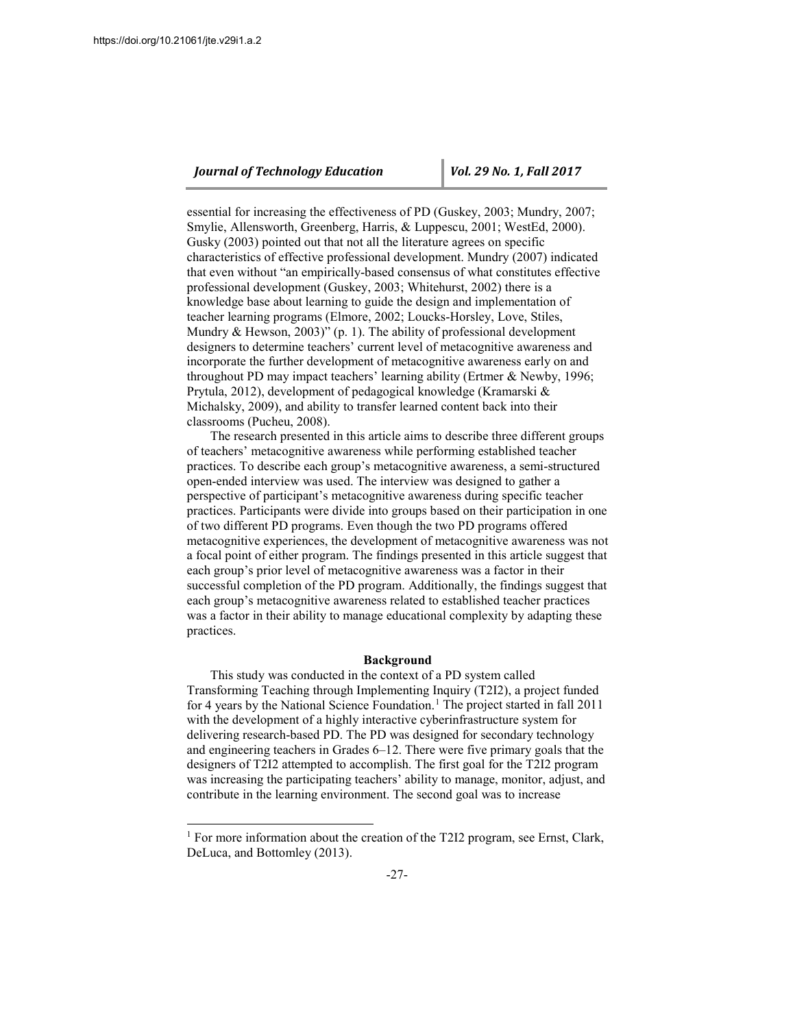essential for increasing the effectiveness of PD (Guskey, 2003; Mundry, 2007; Smylie, Allensworth, Greenberg, Harris, & Luppescu, 2001; WestEd, 2000). Gusky (2003) pointed out that not all the literature agrees on specific characteristics of effective professional development. Mundry (2007) indicated that even without "an empirically-based consensus of what constitutes effective professional development (Guskey, 2003; Whitehurst, 2002) there is a knowledge base about learning to guide the design and implementation of teacher learning programs (Elmore, 2002; Loucks-Horsley, Love, Stiles, Mundry & Hewson, 2003)" (p. 1). The ability of professional development designers to determine teachers' current level of metacognitive awareness and incorporate the further development of metacognitive awareness early on and throughout PD may impact teachers' learning ability (Ertmer & Newby, 1996; Prytula, 2012), development of pedagogical knowledge (Kramarski & Michalsky, 2009), and ability to transfer learned content back into their classrooms (Pucheu, 2008).

The research presented in this article aims to describe three different groups of teachers' metacognitive awareness while performing established teacher practices. To describe each group's metacognitive awareness, a semi-structured open-ended interview was used. The interview was designed to gather a perspective of participant's metacognitive awareness during specific teacher practices. Participants were divide into groups based on their participation in one of two different PD programs. Even though the two PD programs offered metacognitive experiences, the development of metacognitive awareness was not a focal point of either program. The findings presented in this article suggest that each group's prior level of metacognitive awareness was a factor in their successful completion of the PD program. Additionally, the findings suggest that each group's metacognitive awareness related to established teacher practices was a factor in their ability to manage educational complexity by adapting these practices.

## Background

This study was conducted in the context of a PD system called Transforming Teaching through Implementing Inquiry (T2I2), a project funded for 4 years by the National Science Foundation.[1] The project started in fall 2011 with the development of a highly interactive cyberinfrastructure system for delivering research-based PD. The PD was designed for secondary technology and engineering teachers in Grades 6–12. There were five primary goals that the designers of T2I2 attempted to accomplish. The first goal for the T2I2 program was increasing the participating teachers' ability to manage, monitor, adjust, and contribute in the learning environment. The second goal was to increase

[1] For more information about the creation of the T2I2 program, see Ernst, Clark, DeLuca, and Bottomley (2013).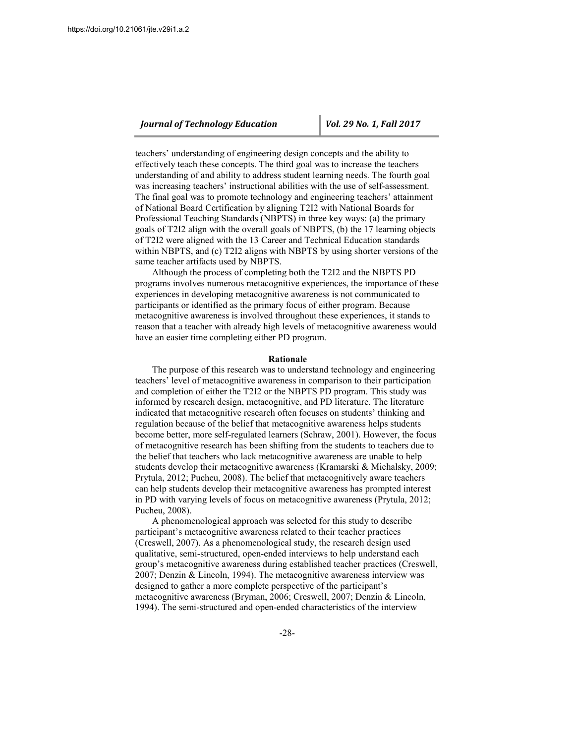teachers' understanding of engineering design concepts and the ability to effectively teach these concepts. The third goal was to increase the teachers understanding of and ability to address student learning needs. The fourth goal was increasing teachers' instructional abilities with the use of self-assessment. The final goal was to promote technology and engineering teachers' attainment of National Board Certification by aligning T2I2 with National Boards for Professional Teaching Standards (NBPTS) in three key ways: (a) the primary goals of T2I2 align with the overall goals of NBPTS, (b) the 17 learning objects of T2I2 were aligned with the 13 Career and Technical Education standards within NBPTS, and (c) T2I2 aligns with NBPTS by using shorter versions of the same teacher artifacts used by NBPTS.

Although the process of completing both the T2I2 and the NBPTS PD programs involves numerous metacognitive experiences, the importance of these experiences in developing metacognitive awareness is not communicated to participants or identified as the primary focus of either program. Because metacognitive awareness is involved throughout these experiences, it stands to reason that a teacher with already high levels of metacognitive awareness would have an easier time completing either PD program.

## Rationale

The purpose of this research was to understand technology and engineering teachers' level of metacognitive awareness in comparison to their participation and completion of either the T2I2 or the NBPTS PD program. This study was informed by research design, metacognitive, and PD literature. The literature indicated that metacognitive research often focuses on students' thinking and regulation because of the belief that metacognitive awareness helps students become better, more self-regulated learners (Schraw, 2001). However, the focus of metacognitive research has been shifting from the students to teachers due to the belief that teachers who lack metacognitive awareness are unable to help students develop their metacognitive awareness (Kramarski & Michalsky, 2009; Prytula, 2012; Pucheu, 2008). The belief that metacognitively aware teachers can help students develop their metacognitive awareness has prompted interest in PD with varying levels of focus on metacognitive awareness (Prytula, 2012; Pucheu, 2008).

A phenomenological approach was selected for this study to describe participant's metacognitive awareness related to their teacher practices (Creswell, 2007). As a phenomenological study, the research design used qualitative, semi-structured, open-ended interviews to help understand each group's metacognitive awareness during established teacher practices (Creswell, 2007; Denzin & Lincoln, 1994). The metacognitive awareness interview was designed to gather a more complete perspective of the participant's metacognitive awareness (Bryman, 2006; Creswell, 2007; Denzin & Lincoln, 1994). The semi-structured and open-ended characteristics of the interview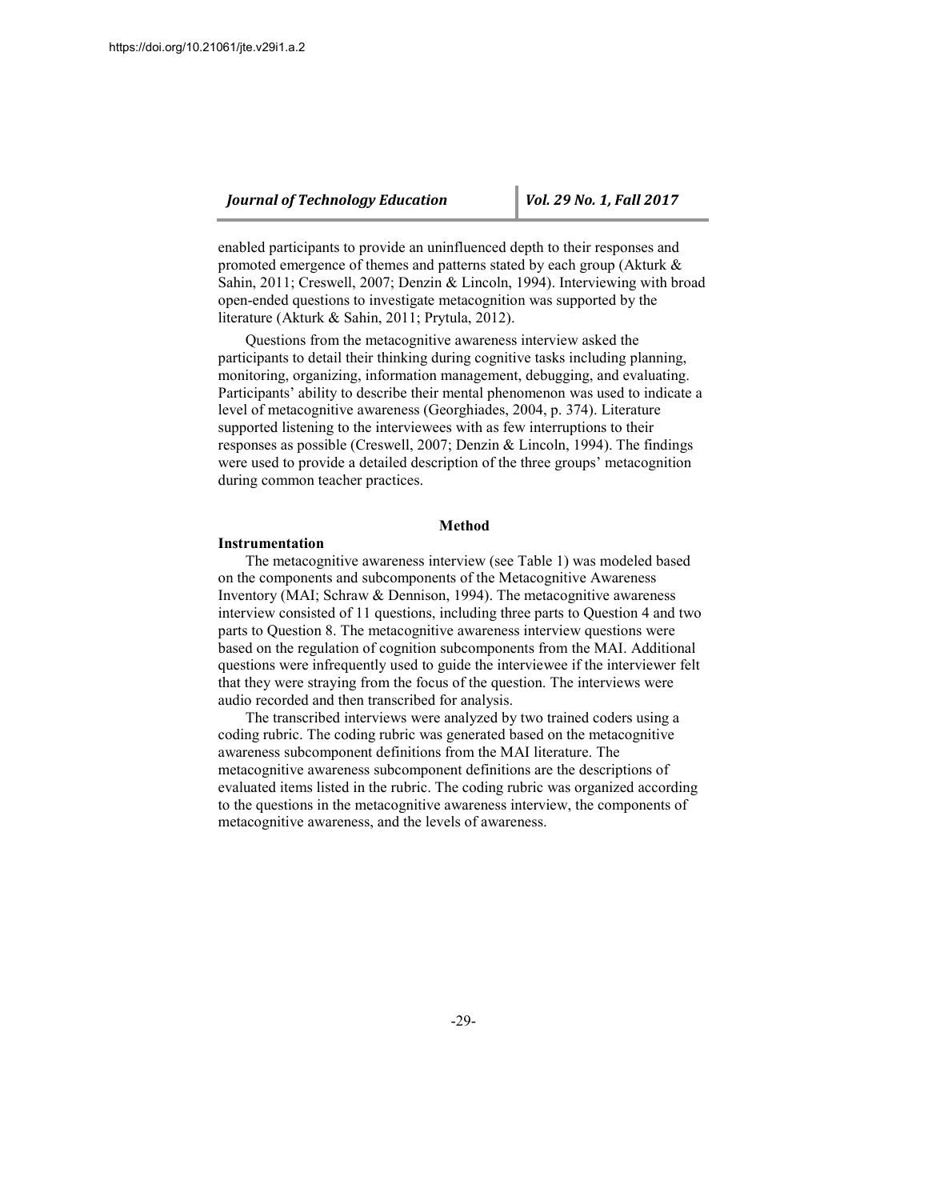enabled participants to provide an uninfluenced depth to their responses and promoted emergence of themes and patterns stated by each group (Akturk & Sahin, 2011; Creswell, 2007; Denzin & Lincoln, 1994). Interviewing with broad open-ended questions to investigate metacognition was supported by the literature (Akturk & Sahin, 2011; Prytula, 2012).

Questions from the metacognitive awareness interview asked the participants to detail their thinking during cognitive tasks including planning, monitoring, organizing, information management, debugging, and evaluating. Participants' ability to describe their mental phenomenon was used to indicate a level of metacognitive awareness (Georghiades, 2004, p. 374). Literature supported listening to the interviewees with as few interruptions to their responses as possible (Creswell, 2007; Denzin & Lincoln, 1994). The findings were used to provide a detailed description of the three groups' metacognition during common teacher practices.

## Method

### Instrumentation

The metacognitive awareness interview (see Table 1) was modeled based on the components and subcomponents of the Metacognitive Awareness Inventory (MAI; Schraw & Dennison, 1994). The metacognitive awareness interview consisted of 11 questions, including three parts to Question 4 and two parts to Question 8. The metacognitive awareness interview questions were based on the regulation of cognition subcomponents from the MAI. Additional questions were infrequently used to guide the interviewee if the interviewer felt that they were straying from the focus of the question. The interviews were audio recorded and then transcribed for analysis.

The transcribed interviews were analyzed by two trained coders using a coding rubric. The coding rubric was generated based on the metacognitive awareness subcomponent definitions from the MAI literature. The metacognitive awareness subcomponent definitions are the descriptions of evaluated items listed in the rubric. The coding rubric was organized according to the questions in the metacognitive awareness interview, the components of metacognitive awareness, and the levels of awareness.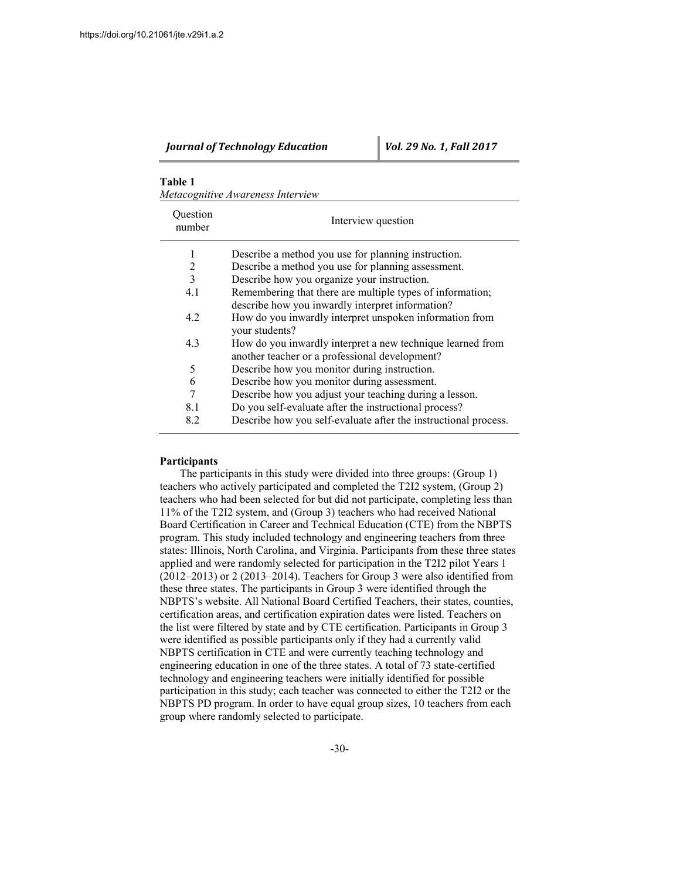**Table 1**
*Metacognitive Awareness Interview*

| Question number | Interview question |
|---|---|
| 1 | Describe a method you use for planning instruction. |
| 2 | Describe a method you use for planning assessment. |
| 3 | Describe how you organize your instruction. |
| 4.1 | Remembering that there are multiple types of information; describe how you inwardly interpret information? |
| 4.2 | How do you inwardly interpret unspoken information from your students? |
| 4.3 | How do you inwardly interpret a new technique learned from another teacher or a professional development? |
| 5 | Describe how you monitor during instruction. |
| 6 | Describe how you monitor during assessment. |
| 7 | Describe how you adjust your teaching during a lesson. |
| 8.1 | Do you self-evaluate after the instructional process? |
| 8.2 | Describe how you self-evaluate after the instructional process. |

### Participants

The participants in this study were divided into three groups: (Group 1) teachers who actively participated and completed the T2I2 system, (Group 2) teachers who had been selected for but did not participate, completing less than 11% of the T2I2 system, and (Group 3) teachers who had received National Board Certification in Career and Technical Education (CTE) from the NBPTS program. This study included technology and engineering teachers from three states: Illinois, North Carolina, and Virginia. Participants from these three states applied and were randomly selected for participation in the T2I2 pilot Years 1 (2012–2013) or 2 (2013–2014). Teachers for Group 3 were also identified from these three states. The participants in Group 3 were identified through the NBPTS's website. All National Board Certified Teachers, their states, counties, certification areas, and certification expiration dates were listed. Teachers on the list were filtered by state and by CTE certification. Participants in Group 3 were identified as possible participants only if they had a currently valid NBPTS certification in CTE and were currently teaching technology and engineering education in one of the three states. A total of 73 state-certified technology and engineering teachers were initially identified for possible participation in this study; each teacher was connected to either the T2I2 or the NBPTS PD program. In order to have equal group sizes, 10 teachers from each group where randomly selected to participate.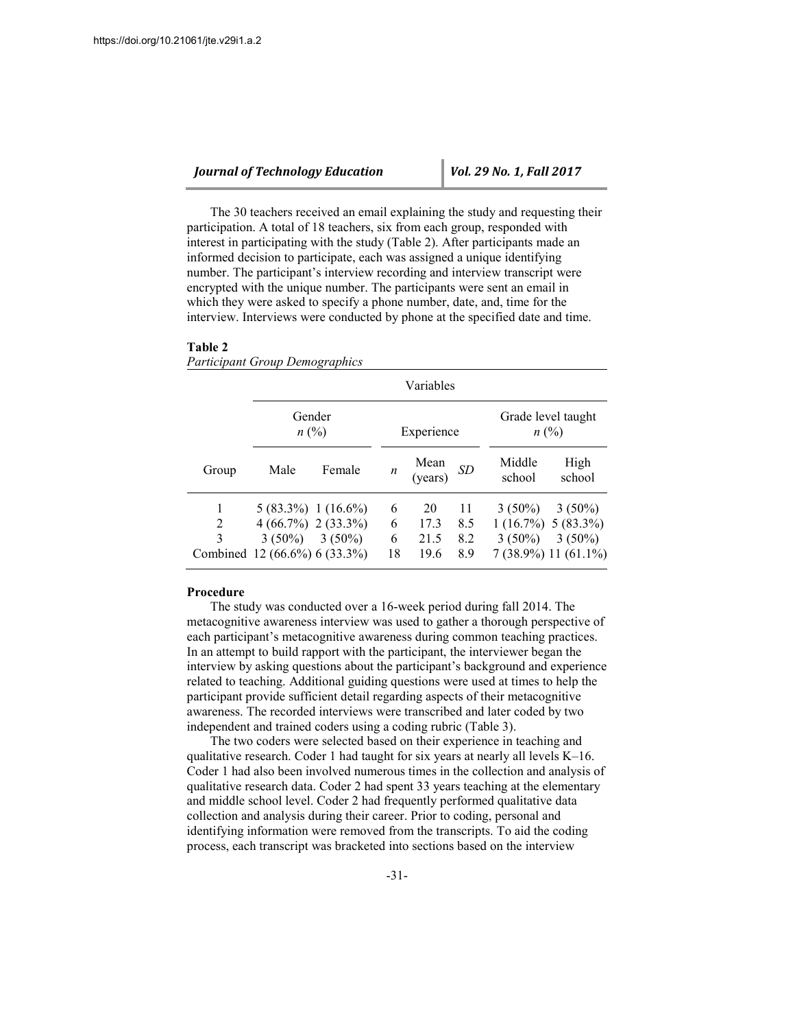The 30 teachers received an email explaining the study and requesting their participation. A total of 18 teachers, six from each group, responded with interest in participating with the study (Table 2). After participants made an informed decision to participate, each was assigned a unique identifying number. The participant's interview recording and interview transcript were encrypted with the unique number. The participants were sent an email in which they were asked to specify a phone number, date, and, time for the interview. Interviews were conducted by phone at the specified date and time.

**Table 2**
*Participant Group Demographics*

| | Variables | | | | | | |
|---|---|---|---|---|---|---|---|
| | Gender *n* (%) | | Experience | | | Grade level taught *n* (%) | |
| Group | Male | Female | *n* | Mean (years) | *SD* | Middle school | High school |
| 1 | 5 (83.3%) | 1 (16.6%) | 6 | 20 | 11 | 3 (50%) | 3 (50%) |
| 2 | 4 (66.7%) | 2 (33.3%) | 6 | 17.3 | 8.5 | 1 (16.7%) | 5 (83.3%) |
| 3 | 3 (50%) | 3 (50%) | 6 | 21.5 | 8.2 | 3 (50%) | 3 (50%) |
| Combined | 12 (66.6%) | 6 (33.3%) | 18 | 19.6 | 8.9 | 7 (38.9%) | 11 (61.1%) |

**Procedure**

The study was conducted over a 16-week period during fall 2014. The metacognitive awareness interview was used to gather a thorough perspective of each participant's metacognitive awareness during common teaching practices. In an attempt to build rapport with the participant, the interviewer began the interview by asking questions about the participant's background and experience related to teaching. Additional guiding questions were used at times to help the participant provide sufficient detail regarding aspects of their metacognitive awareness. The recorded interviews were transcribed and later coded by two independent and trained coders using a coding rubric (Table 3).

The two coders were selected based on their experience in teaching and qualitative research. Coder 1 had taught for six years at nearly all levels K–16. Coder 1 had also been involved numerous times in the collection and analysis of qualitative research data. Coder 2 had spent 33 years teaching at the elementary and middle school level. Coder 2 had frequently performed qualitative data collection and analysis during their career. Prior to coding, personal and identifying information were removed from the transcripts. To aid the coding process, each transcript was bracketed into sections based on the interview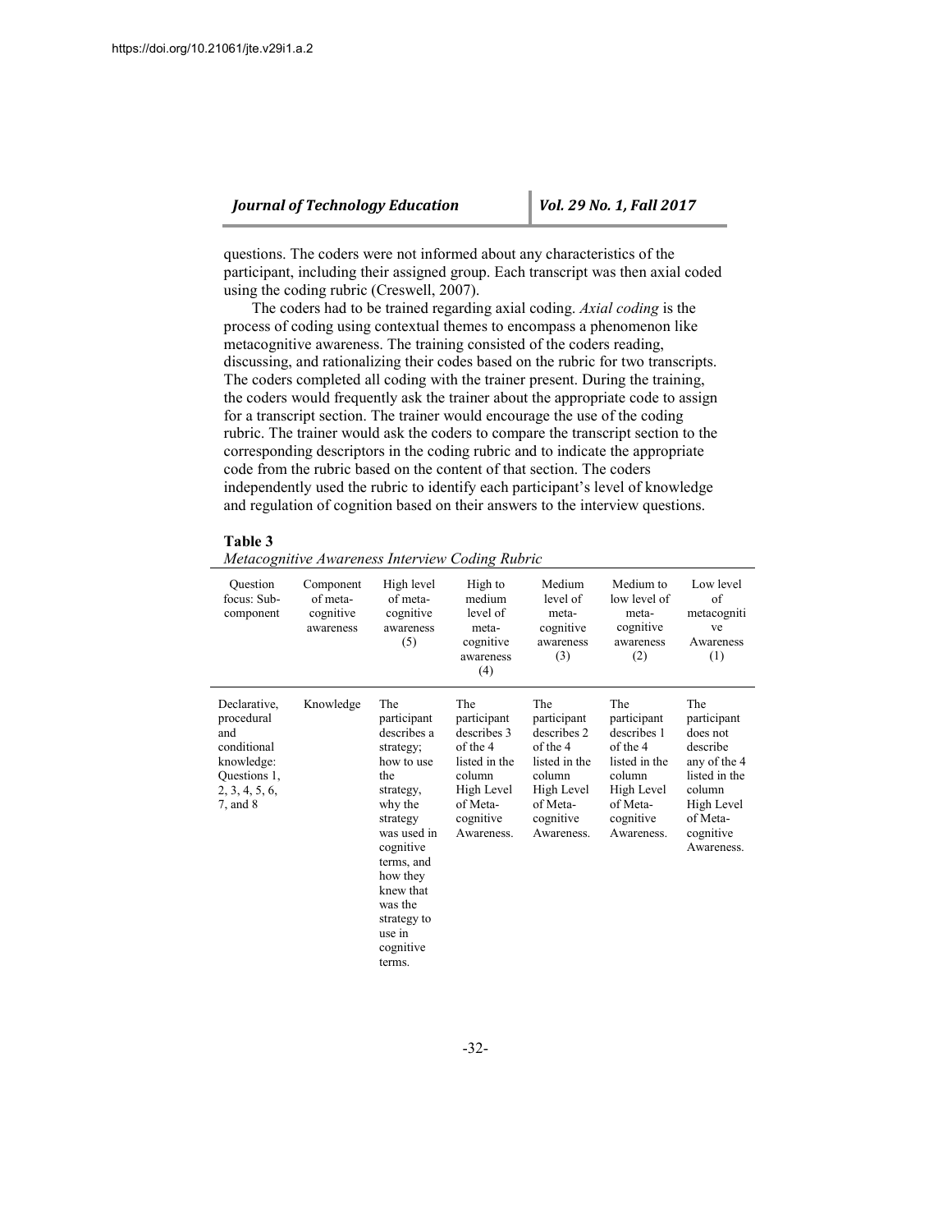questions. The coders were not informed about any characteristics of the participant, including their assigned group. Each transcript was then axial coded using the coding rubric (Creswell, 2007).

The coders had to be trained regarding axial coding. *Axial coding* is the process of coding using contextual themes to encompass a phenomenon like metacognitive awareness. The training consisted of the coders reading, discussing, and rationalizing their codes based on the rubric for two transcripts. The coders completed all coding with the trainer present. During the training, the coders would frequently ask the trainer about the appropriate code to assign for a transcript section. The trainer would encourage the use of the coding rubric. The trainer would ask the coders to compare the transcript section to the corresponding descriptors in the coding rubric and to indicate the appropriate code from the rubric based on the content of that section. The coders independently used the rubric to identify each participant's level of knowledge and regulation of cognition based on their answers to the interview questions.

**Table 3**
*Metacognitive Awareness Interview Coding Rubric*

| Question focus: Sub-component | Component of meta-cognitive awareness | High level of meta-cognitive awareness (5) | High to medium level of meta-cognitive awareness (4) | Medium level of meta-cognitive awareness (3) | Medium to low level of meta-cognitive awareness (2) | Low level of metacognitive Awareness (1) |
|---|---|---|---|---|---|---|
| Declarative, procedural and conditional knowledge: Questions 1, 2, 3, 4, 5, 6, 7, and 8 | Knowledge | The participant describes a strategy; how to use the strategy, why the strategy was used in cognitive terms, and how they knew that was the strategy to use in cognitive terms. | The participant describes 3 of the 4 listed in the column High Level of Meta-cognitive Awareness. | The participant describes 2 of the 4 listed in the column High Level of Meta-cognitive Awareness. | The participant describes 1 of the 4 listed in the column High Level of Meta-cognitive Awareness. | The participant does not describe any of the 4 listed in the column High Level of Meta-cognitive Awareness. |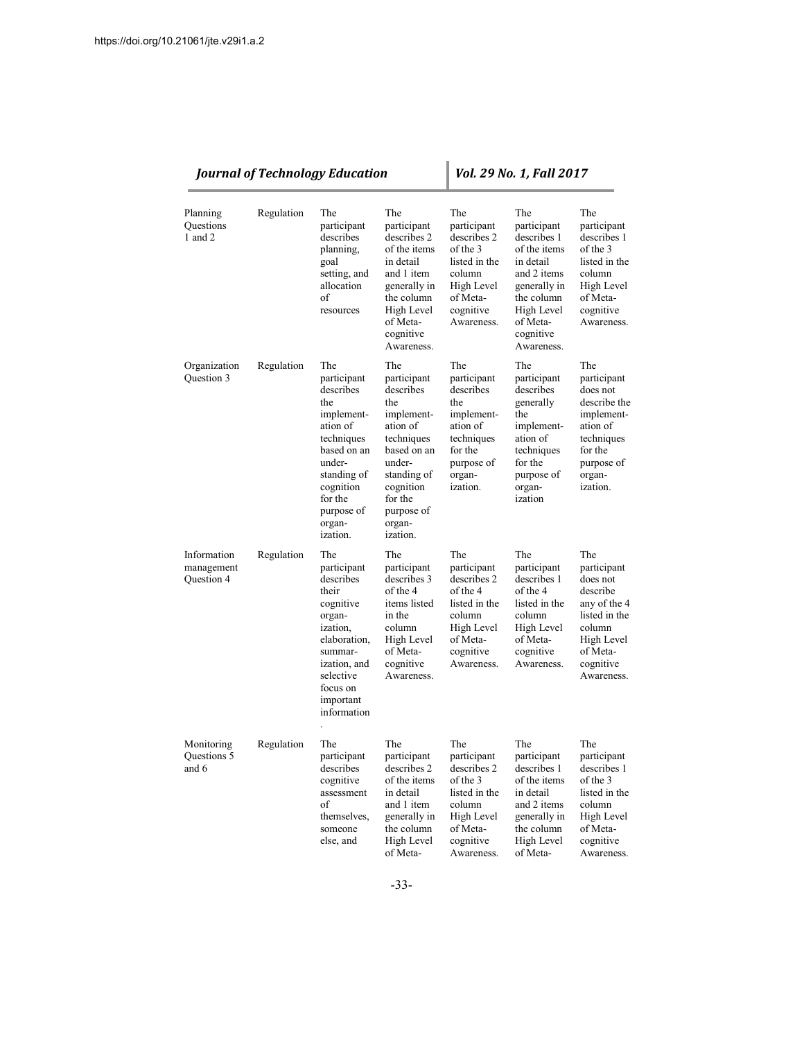| Planning Questions 1 and 2 | Regulation | The participant describes planning, goal setting, and allocation of resources | The participant describes 2 of the items in detail and 1 item generally in the column High Level of Meta-cognitive Awareness. | The participant describes 2 of the 3 listed in the column High Level of Meta-cognitive Awareness. | The participant describes 1 of the items in detail and 2 items generally in the column High Level of Meta-cognitive Awareness. | The participant describes 1 of the 3 listed in the column High Level of Meta-cognitive Awareness. |
|---|---|---|---|---|---|---|
| Organization Question 3 | Regulation | The participant describes the implement-ation of techniques based on an under-standing of cognition for the purpose of organ-ization. | The participant describes the implement-ation of techniques based on an under-standing of cognition for the purpose of organ-ization. | The participant describes the implement-ation of techniques for the purpose of organ-ization. | The participant describes generally the implement-ation of techniques for the purpose of organ-ization | The participant does not describe the implement-ation of techniques for the purpose of organ-ization. |
| Information management Question 4 | Regulation | The participant describes their cognitive organ-ization, elaboration, summar-ization, and selective focus on important information. | The participant describes 3 of the 4 items listed in the column High Level of Meta-cognitive Awareness. | The participant describes 2 of the 4 listed in the column High Level of Meta-cognitive Awareness. | The participant describes 1 of the 4 listed in the column High Level of Meta-cognitive Awareness. | The participant does not describe any of the 4 listed in the column High Level of Meta-cognitive Awareness. |
| Monitoring Questions 5 and 6 | Regulation | The participant describes cognitive assessment of themselves, someone else, and | The participant describes 2 of the items in detail and 1 item generally in the column High Level of Meta- | The participant describes 2 of the 3 listed in the column High Level of Meta-cognitive Awareness. | The participant describes 1 of the items in detail and 2 items generally in the column High Level of Meta- | The participant describes 1 of the 3 listed in the column High Level of Meta-cognitive Awareness. |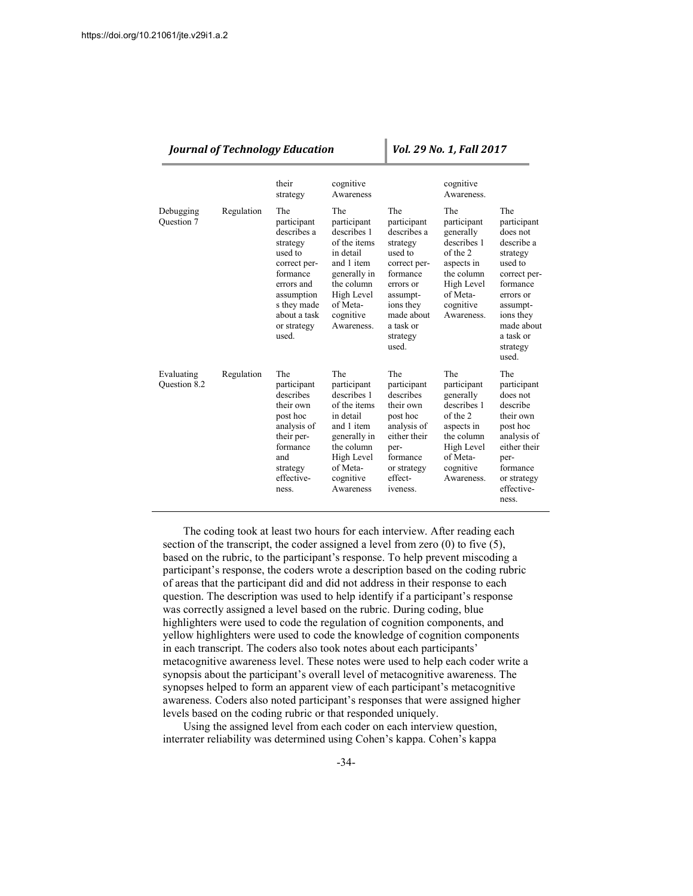| | | their strategy | cognitive Awareness | | cognitive Awareness. | |
|---|---|---|---|---|---|---|
| Debugging Question 7 | Regulation | The participant describes a strategy used to correct performance errors and assumptions they made about a task or strategy used. | The participant describes 1 of the items in detail and 1 item generally in the column High Level of Metacognitive Awareness. | The participant describes a strategy used to correct performance errors or assumptions they made about a task or strategy used. | The participant generally describes 1 of the 2 aspects in the column High Level of Metacognitive Awareness. | The participant does not describe a strategy used to correct performance errors or assumptions they made about a task or strategy used. |
| Evaluating Question 8.2 | Regulation | The participant describes their own post hoc analysis of their performance and strategy effectiveness. | The participant describes 1 of the items in detail and 1 item generally in the column High Level of Metacognitive Awareness | The participant describes their own post hoc analysis of either their performance or strategy effectiveness. | The participant generally describes 1 of the 2 aspects in the column High Level of Metacognitive Awareness. | The participant does not describe their own post hoc analysis of either their performance or strategy effectiveness. |

The coding took at least two hours for each interview. After reading each section of the transcript, the coder assigned a level from zero (0) to five (5), based on the rubric, to the participant's response. To help prevent miscoding a participant's response, the coders wrote a description based on the coding rubric of areas that the participant did and did not address in their response to each question. The description was used to help identify if a participant's response was correctly assigned a level based on the rubric. During coding, blue highlighters were used to code the regulation of cognition components, and yellow highlighters were used to code the knowledge of cognition components in each transcript. The coders also took notes about each participants' metacognitive awareness level. These notes were used to help each coder write a synopsis about the participant's overall level of metacognitive awareness. The synopses helped to form an apparent view of each participant's metacognitive awareness. Coders also noted participant's responses that were assigned higher levels based on the coding rubric or that responded uniquely.

Using the assigned level from each coder on each interview question, interrater reliability was determined using Cohen's kappa. Cohen's kappa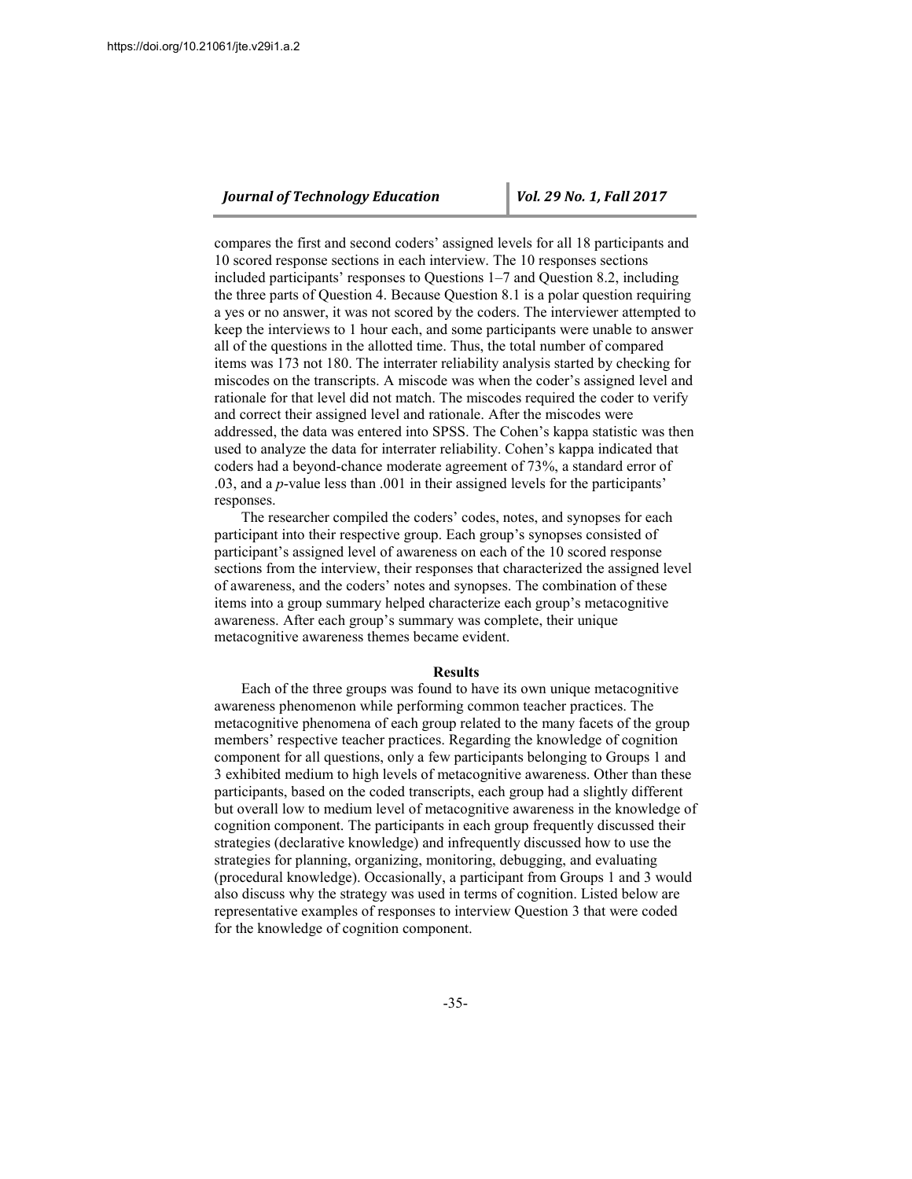compares the first and second coders' assigned levels for all 18 participants and 10 scored response sections in each interview. The 10 responses sections included participants' responses to Questions 1–7 and Question 8.2, including the three parts of Question 4. Because Question 8.1 is a polar question requiring a yes or no answer, it was not scored by the coders. The interviewer attempted to keep the interviews to 1 hour each, and some participants were unable to answer all of the questions in the allotted time. Thus, the total number of compared items was 173 not 180. The interrater reliability analysis started by checking for miscodes on the transcripts. A miscode was when the coder's assigned level and rationale for that level did not match. The miscodes required the coder to verify and correct their assigned level and rationale. After the miscodes were addressed, the data was entered into SPSS. The Cohen's kappa statistic was then used to analyze the data for interrater reliability. Cohen's kappa indicated that coders had a beyond-chance moderate agreement of 73%, a standard error of .03, and a $p$-value less than .001 in their assigned levels for the participants' responses.

The researcher compiled the coders' codes, notes, and synopses for each participant into their respective group. Each group's synopses consisted of participant's assigned level of awareness on each of the 10 scored response sections from the interview, their responses that characterized the assigned level of awareness, and the coders' notes and synopses. The combination of these items into a group summary helped characterize each group's metacognitive awareness. After each group's summary was complete, their unique metacognitive awareness themes became evident.

## Results

Each of the three groups was found to have its own unique metacognitive awareness phenomenon while performing common teacher practices. The metacognitive phenomena of each group related to the many facets of the group members' respective teacher practices. Regarding the knowledge of cognition component for all questions, only a few participants belonging to Groups 1 and 3 exhibited medium to high levels of metacognitive awareness. Other than these participants, based on the coded transcripts, each group had a slightly different but overall low to medium level of metacognitive awareness in the knowledge of cognition component. The participants in each group frequently discussed their strategies (declarative knowledge) and infrequently discussed how to use the strategies for planning, organizing, monitoring, debugging, and evaluating (procedural knowledge). Occasionally, a participant from Groups 1 and 3 would also discuss why the strategy was used in terms of cognition. Listed below are representative examples of responses to interview Question 3 that were coded for the knowledge of cognition component.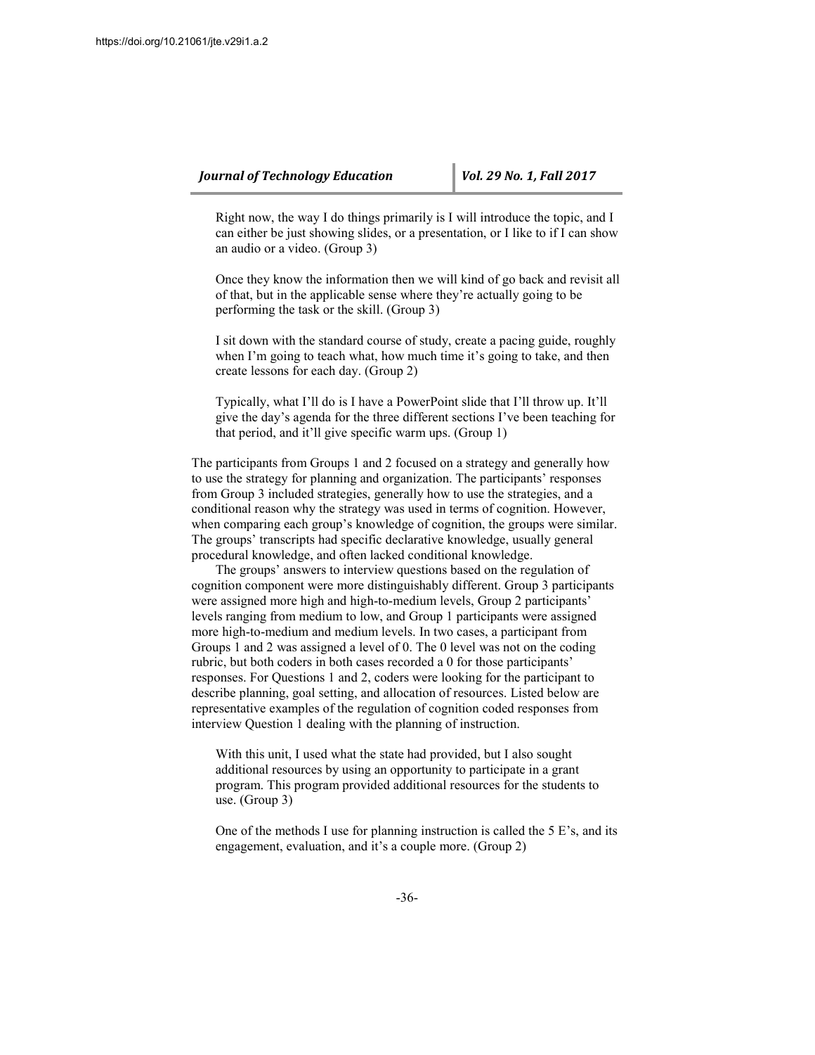> Right now, the way I do things primarily is I will introduce the topic, and I can either be just showing slides, or a presentation, or I like to if I can show an audio or a video. (Group 3)

> Once they know the information then we will kind of go back and revisit all of that, but in the applicable sense where they're actually going to be performing the task or the skill. (Group 3)

> I sit down with the standard course of study, create a pacing guide, roughly when I'm going to teach what, how much time it's going to take, and then create lessons for each day. (Group 2)

> Typically, what I'll do is I have a PowerPoint slide that I'll throw up. It'll give the day's agenda for the three different sections I've been teaching for that period, and it'll give specific warm ups. (Group 1)

The participants from Groups 1 and 2 focused on a strategy and generally how to use the strategy for planning and organization. The participants' responses from Group 3 included strategies, generally how to use the strategies, and a conditional reason why the strategy was used in terms of cognition. However, when comparing each group's knowledge of cognition, the groups were similar. The groups' transcripts had specific declarative knowledge, usually general procedural knowledge, and often lacked conditional knowledge.

The groups' answers to interview questions based on the regulation of cognition component were more distinguishably different. Group 3 participants were assigned more high and high-to-medium levels, Group 2 participants' levels ranging from medium to low, and Group 1 participants were assigned more high-to-medium and medium levels. In two cases, a participant from Groups 1 and 2 was assigned a level of 0. The 0 level was not on the coding rubric, but both coders in both cases recorded a 0 for those participants' responses. For Questions 1 and 2, coders were looking for the participant to describe planning, goal setting, and allocation of resources. Listed below are representative examples of the regulation of cognition coded responses from interview Question 1 dealing with the planning of instruction.

> With this unit, I used what the state had provided, but I also sought additional resources by using an opportunity to participate in a grant program. This program provided additional resources for the students to use. (Group 3)

> One of the methods I use for planning instruction is called the 5 E's, and its engagement, evaluation, and it's a couple more. (Group 2)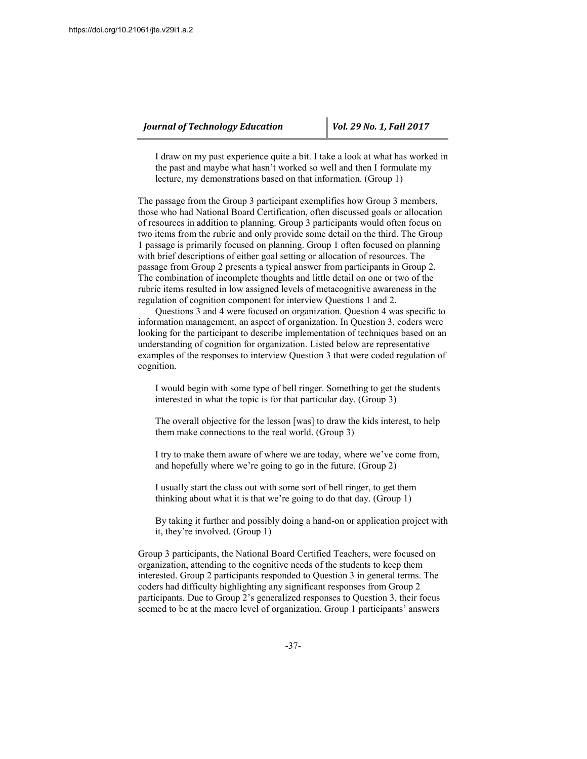> I draw on my past experience quite a bit. I take a look at what has worked in the past and maybe what hasn't worked so well and then I formulate my lecture, my demonstrations based on that information. (Group 1)

The passage from the Group 3 participant exemplifies how Group 3 members, those who had National Board Certification, often discussed goals or allocation of resources in addition to planning. Group 3 participants would often focus on two items from the rubric and only provide some detail on the third. The Group 1 passage is primarily focused on planning. Group 1 often focused on planning with brief descriptions of either goal setting or allocation of resources. The passage from Group 2 presents a typical answer from participants in Group 2. The combination of incomplete thoughts and little detail on one or two of the rubric items resulted in low assigned levels of metacognitive awareness in the regulation of cognition component for interview Questions 1 and 2.

Questions 3 and 4 were focused on organization. Question 4 was specific to information management, an aspect of organization. In Question 3, coders were looking for the participant to describe implementation of techniques based on an understanding of cognition for organization. Listed below are representative examples of the responses to interview Question 3 that were coded regulation of cognition.

> I would begin with some type of bell ringer. Something to get the students interested in what the topic is for that particular day. (Group 3)

> The overall objective for the lesson [was] to draw the kids interest, to help them make connections to the real world. (Group 3)

> I try to make them aware of where we are today, where we've come from, and hopefully where we're going to go in the future. (Group 2)

> I usually start the class out with some sort of bell ringer, to get them thinking about what it is that we're going to do that day. (Group 1)

> By taking it further and possibly doing a hand-on or application project with it, they're involved. (Group 1)

Group 3 participants, the National Board Certified Teachers, were focused on organization, attending to the cognitive needs of the students to keep them interested. Group 2 participants responded to Question 3 in general terms. The coders had difficulty highlighting any significant responses from Group 2 participants. Due to Group 2's generalized responses to Question 3, their focus seemed to be at the macro level of organization. Group 1 participants' answers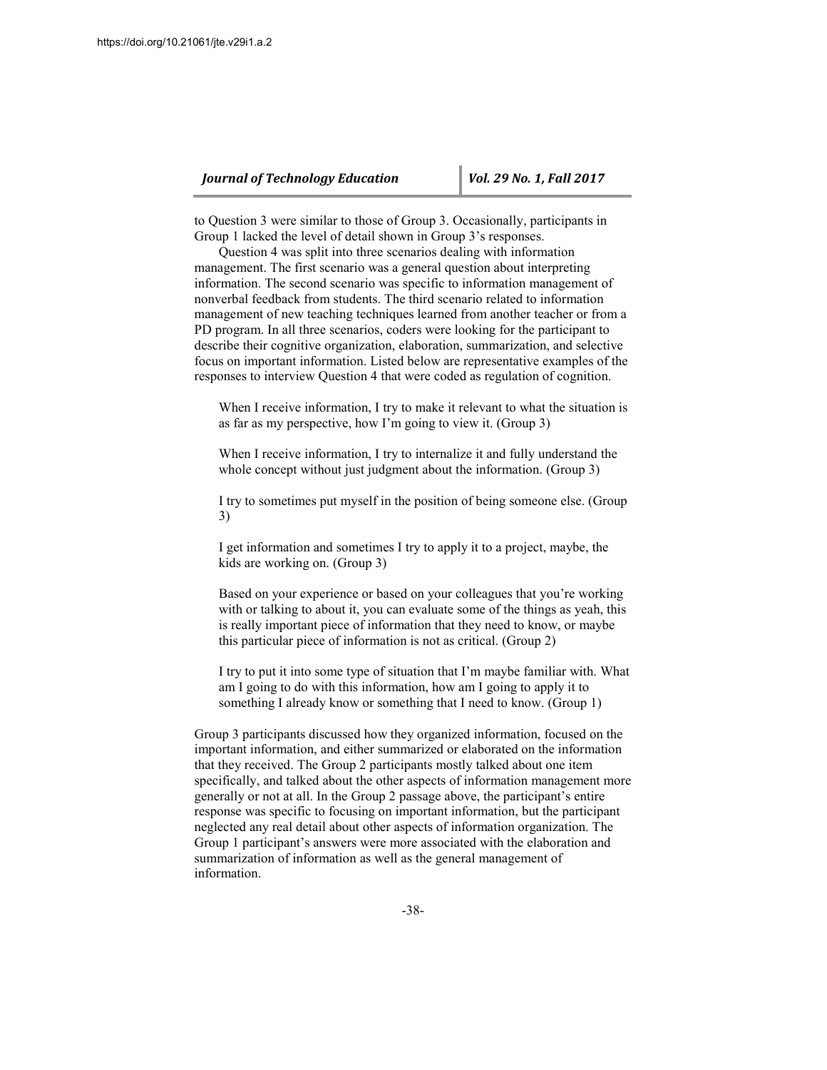to Question 3 were similar to those of Group 3. Occasionally, participants in Group 1 lacked the level of detail shown in Group 3's responses.

Question 4 was split into three scenarios dealing with information management. The first scenario was a general question about interpreting information. The second scenario was specific to information management of nonverbal feedback from students. The third scenario related to information management of new teaching techniques learned from another teacher or from a PD program. In all three scenarios, coders were looking for the participant to describe their cognitive organization, elaboration, summarization, and selective focus on important information. Listed below are representative examples of the responses to interview Question 4 that were coded as regulation of cognition.

> When I receive information, I try to make it relevant to what the situation is as far as my perspective, how I'm going to view it. (Group 3)
>
> When I receive information, I try to internalize it and fully understand the whole concept without just judgment about the information. (Group 3)
>
> I try to sometimes put myself in the position of being someone else. (Group 3)
>
> I get information and sometimes I try to apply it to a project, maybe, the kids are working on. (Group 3)
>
> Based on your experience or based on your colleagues that you're working with or talking to about it, you can evaluate some of the things as yeah, this is really important piece of information that they need to know, or maybe this particular piece of information is not as critical. (Group 2)
>
> I try to put it into some type of situation that I'm maybe familiar with. What am I going to do with this information, how am I going to apply it to something I already know or something that I need to know. (Group 1)

Group 3 participants discussed how they organized information, focused on the important information, and either summarized or elaborated on the information that they received. The Group 2 participants mostly talked about one item specifically, and talked about the other aspects of information management more generally or not at all. In the Group 2 passage above, the participant's entire response was specific to focusing on important information, but the participant neglected any real detail about other aspects of information organization. The Group 1 participant's answers were more associated with the elaboration and summarization of information as well as the general management of information.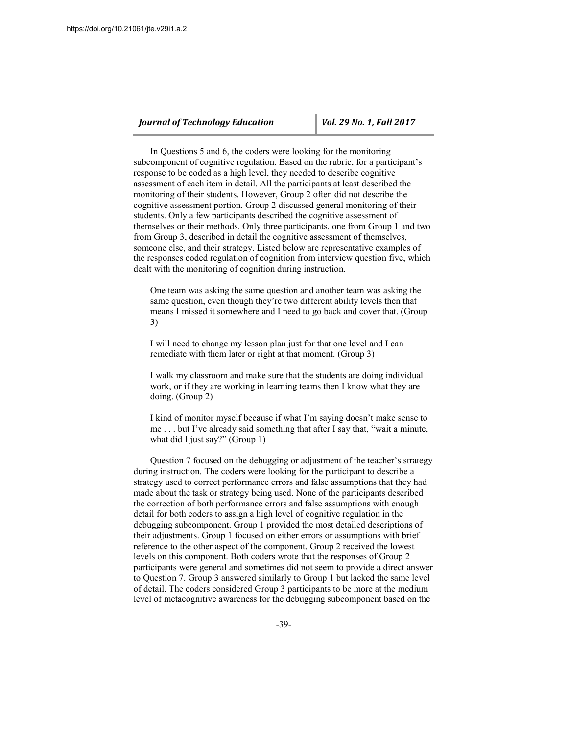In Questions 5 and 6, the coders were looking for the monitoring subcomponent of cognitive regulation. Based on the rubric, for a participant's response to be coded as a high level, they needed to describe cognitive assessment of each item in detail. All the participants at least described the monitoring of their students. However, Group 2 often did not describe the cognitive assessment portion. Group 2 discussed general monitoring of their students. Only a few participants described the cognitive assessment of themselves or their methods. Only three participants, one from Group 1 and two from Group 3, described in detail the cognitive assessment of themselves, someone else, and their strategy. Listed below are representative examples of the responses coded regulation of cognition from interview question five, which dealt with the monitoring of cognition during instruction.

> One team was asking the same question and another team was asking the same question, even though they're two different ability levels then that means I missed it somewhere and I need to go back and cover that. (Group 3)

> I will need to change my lesson plan just for that one level and I can remediate with them later or right at that moment. (Group 3)

> I walk my classroom and make sure that the students are doing individual work, or if they are working in learning teams then I know what they are doing. (Group 2)

> I kind of monitor myself because if what I'm saying doesn't make sense to me . . . but I've already said something that after I say that, "wait a minute, what did I just say?" (Group 1)

Question 7 focused on the debugging or adjustment of the teacher's strategy during instruction. The coders were looking for the participant to describe a strategy used to correct performance errors and false assumptions that they had made about the task or strategy being used. None of the participants described the correction of both performance errors and false assumptions with enough detail for both coders to assign a high level of cognitive regulation in the debugging subcomponent. Group 1 provided the most detailed descriptions of their adjustments. Group 1 focused on either errors or assumptions with brief reference to the other aspect of the component. Group 2 received the lowest levels on this component. Both coders wrote that the responses of Group 2 participants were general and sometimes did not seem to provide a direct answer to Question 7. Group 3 answered similarly to Group 1 but lacked the same level of detail. The coders considered Group 3 participants to be more at the medium level of metacognitive awareness for the debugging subcomponent based on the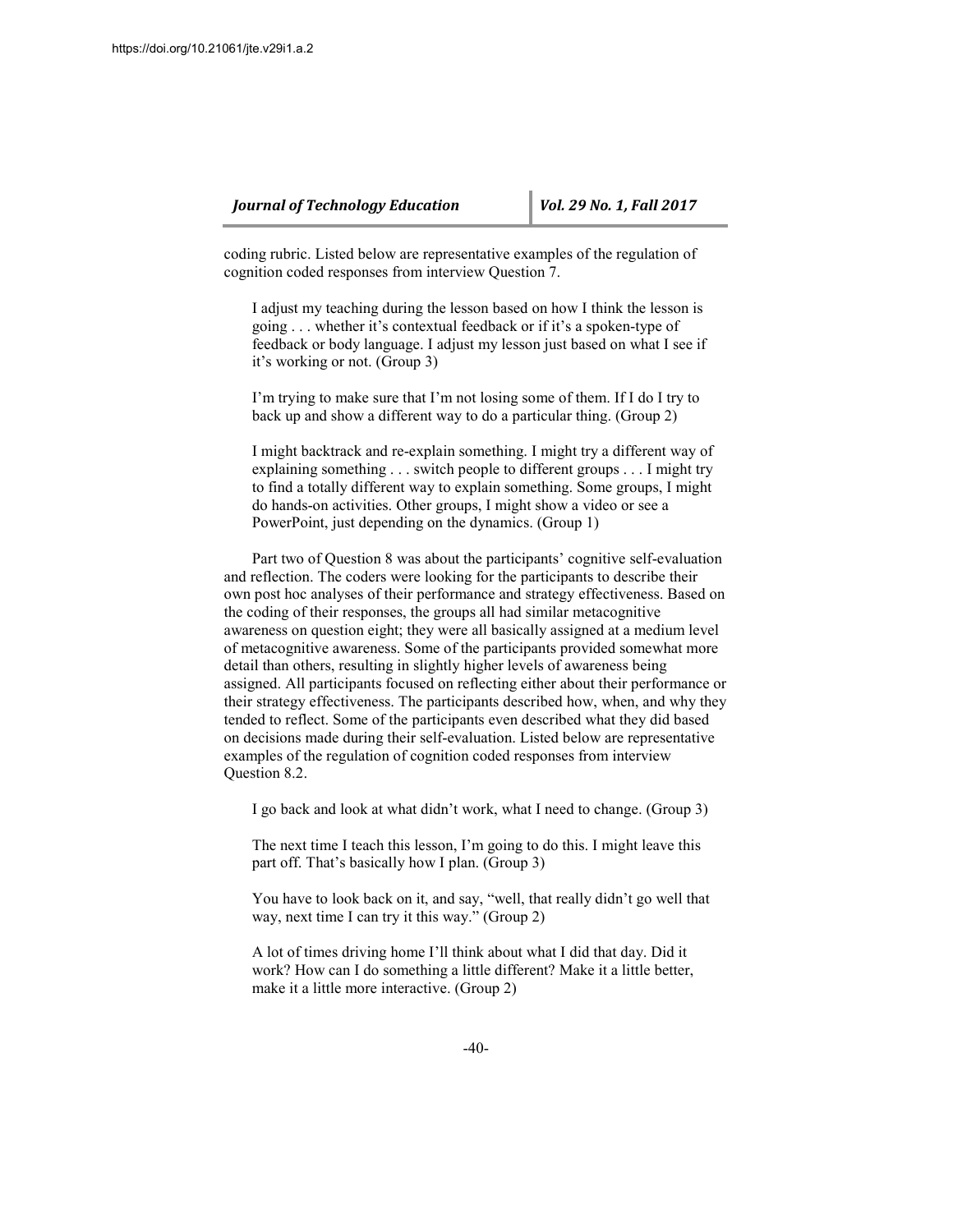coding rubric. Listed below are representative examples of the regulation of cognition coded responses from interview Question 7.

> I adjust my teaching during the lesson based on how I think the lesson is going . . . whether it's contextual feedback or if it's a spoken-type of feedback or body language. I adjust my lesson just based on what I see if it's working or not. (Group 3)

> I'm trying to make sure that I'm not losing some of them. If I do I try to back up and show a different way to do a particular thing. (Group 2)

> I might backtrack and re-explain something. I might try a different way of explaining something . . . switch people to different groups . . . I might try to find a totally different way to explain something. Some groups, I might do hands-on activities. Other groups, I might show a video or see a PowerPoint, just depending on the dynamics. (Group 1)

Part two of Question 8 was about the participants' cognitive self-evaluation and reflection. The coders were looking for the participants to describe their own post hoc analyses of their performance and strategy effectiveness. Based on the coding of their responses, the groups all had similar metacognitive awareness on question eight; they were all basically assigned at a medium level of metacognitive awareness. Some of the participants provided somewhat more detail than others, resulting in slightly higher levels of awareness being assigned. All participants focused on reflecting either about their performance or their strategy effectiveness. The participants described how, when, and why they tended to reflect. Some of the participants even described what they did based on decisions made during their self-evaluation. Listed below are representative examples of the regulation of cognition coded responses from interview Question 8.2.

> I go back and look at what didn't work, what I need to change. (Group 3)

> The next time I teach this lesson, I'm going to do this. I might leave this part off. That's basically how I plan. (Group 3)

> You have to look back on it, and say, "well, that really didn't go well that way, next time I can try it this way." (Group 2)

> A lot of times driving home I'll think about what I did that day. Did it work? How can I do something a little different? Make it a little better, make it a little more interactive. (Group 2)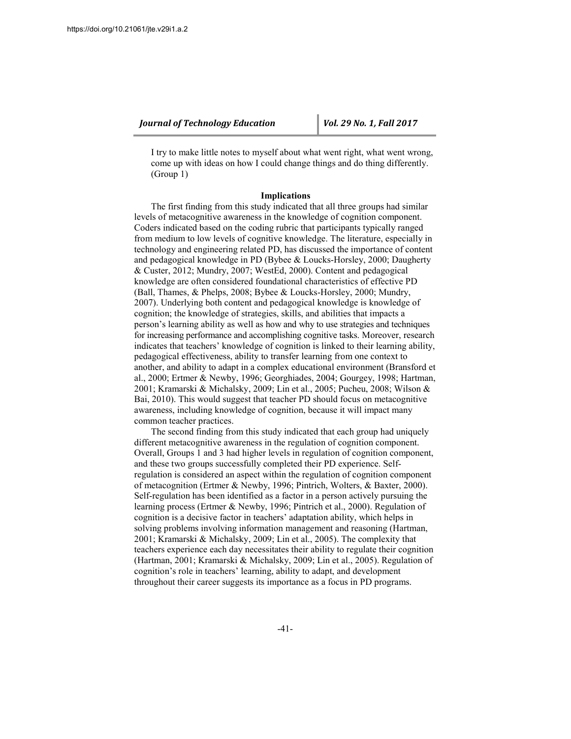> I try to make little notes to myself about what went right, what went wrong, come up with ideas on how I could change things and do thing differently. (Group 1)

## Implications

The first finding from this study indicated that all three groups had similar levels of metacognitive awareness in the knowledge of cognition component. Coders indicated based on the coding rubric that participants typically ranged from medium to low levels of cognitive knowledge. The literature, especially in technology and engineering related PD, has discussed the importance of content and pedagogical knowledge in PD (Bybee & Loucks-Horsley, 2000; Daugherty & Custer, 2012; Mundry, 2007; WestEd, 2000). Content and pedagogical knowledge are often considered foundational characteristics of effective PD (Ball, Thames, & Phelps, 2008; Bybee & Loucks-Horsley, 2000; Mundry, 2007). Underlying both content and pedagogical knowledge is knowledge of cognition; the knowledge of strategies, skills, and abilities that impacts a person's learning ability as well as how and why to use strategies and techniques for increasing performance and accomplishing cognitive tasks. Moreover, research indicates that teachers' knowledge of cognition is linked to their learning ability, pedagogical effectiveness, ability to transfer learning from one context to another, and ability to adapt in a complex educational environment (Bransford et al., 2000; Ertmer & Newby, 1996; Georghiades, 2004; Gourgey, 1998; Hartman, 2001; Kramarski & Michalsky, 2009; Lin et al., 2005; Pucheu, 2008; Wilson & Bai, 2010). This would suggest that teacher PD should focus on metacognitive awareness, including knowledge of cognition, because it will impact many common teacher practices.

The second finding from this study indicated that each group had uniquely different metacognitive awareness in the regulation of cognition component. Overall, Groups 1 and 3 had higher levels in regulation of cognition component, and these two groups successfully completed their PD experience. Self-regulation is considered an aspect within the regulation of cognition component of metacognition (Ertmer & Newby, 1996; Pintrich, Wolters, & Baxter, 2000). Self-regulation has been identified as a factor in a person actively pursuing the learning process (Ertmer & Newby, 1996; Pintrich et al., 2000). Regulation of cognition is a decisive factor in teachers' adaptation ability, which helps in solving problems involving information management and reasoning (Hartman, 2001; Kramarski & Michalsky, 2009; Lin et al., 2005). The complexity that teachers experience each day necessitates their ability to regulate their cognition (Hartman, 2001; Kramarski & Michalsky, 2009; Lin et al., 2005). Regulation of cognition's role in teachers' learning, ability to adapt, and development throughout their career suggests its importance as a focus in PD programs.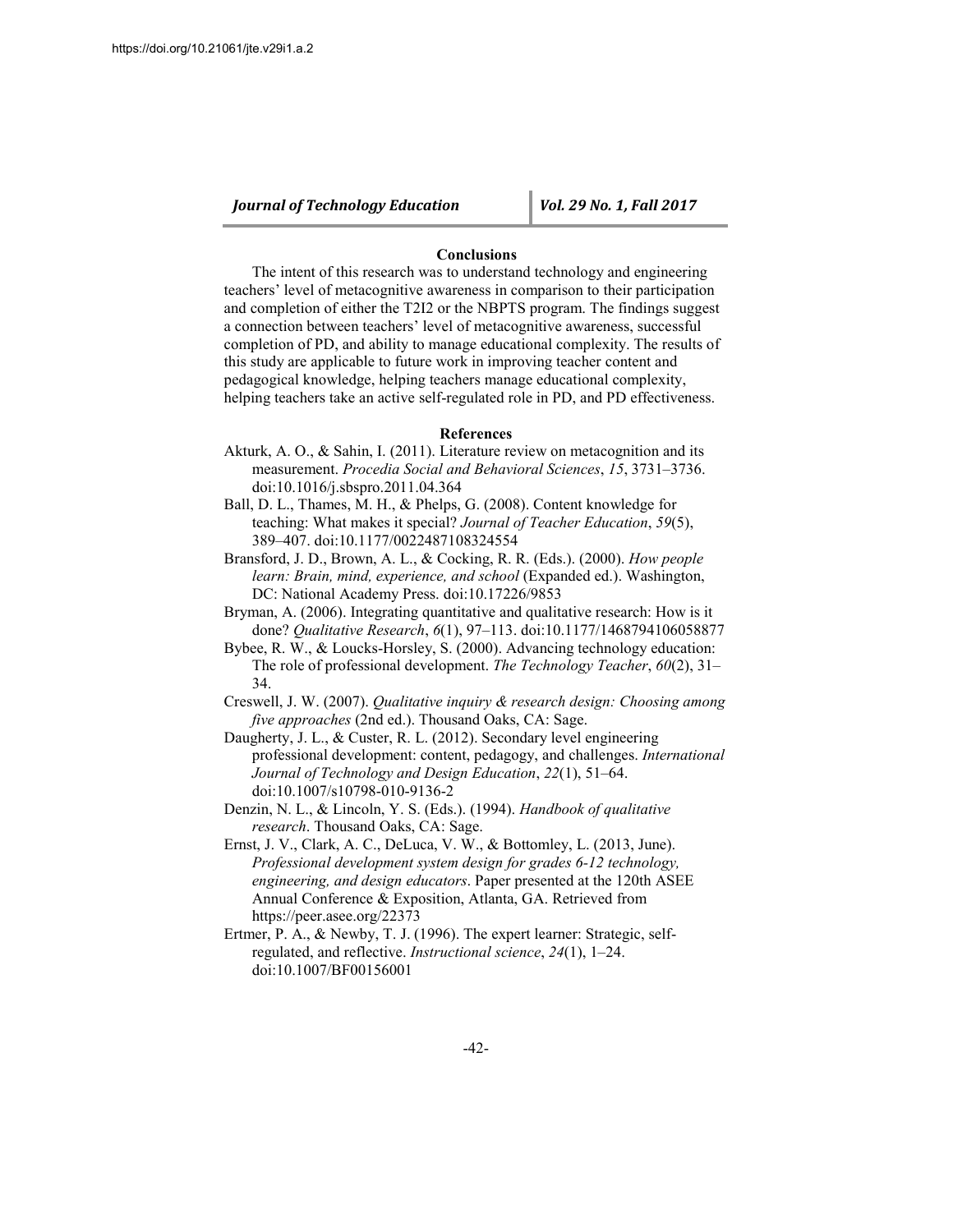## Conclusions

The intent of this research was to understand technology and engineering teachers' level of metacognitive awareness in comparison to their participation and completion of either the T2I2 or the NBPTS program. The findings suggest a connection between teachers' level of metacognitive awareness, successful completion of PD, and ability to manage educational complexity. The results of this study are applicable to future work in improving teacher content and pedagogical knowledge, helping teachers manage educational complexity, helping teachers take an active self-regulated role in PD, and PD effectiveness.

## References

Akturk, A. O., & Sahin, I. (2011). Literature review on metacognition and its measurement. *Procedia Social and Behavioral Sciences*, *15*, 3731–3736. doi:10.1016/j.sbspro.2011.04.364

Ball, D. L., Thames, M. H., & Phelps, G. (2008). Content knowledge for teaching: What makes it special? *Journal of Teacher Education*, *59*(5), 389–407. doi:10.1177/0022487108324554

Bransford, J. D., Brown, A. L., & Cocking, R. R. (Eds.). (2000). *How people learn: Brain, mind, experience, and school* (Expanded ed.). Washington, DC: National Academy Press. doi:10.17226/9853

Bryman, A. (2006). Integrating quantitative and qualitative research: How is it done? *Qualitative Research*, *6*(1), 97–113. doi:10.1177/1468794106058877

Bybee, R. W., & Loucks-Horsley, S. (2000). Advancing technology education: The role of professional development. *The Technology Teacher*, *60*(2), 31–34.

Creswell, J. W. (2007). *Qualitative inquiry & research design: Choosing among five approaches* (2nd ed.). Thousand Oaks, CA: Sage.

Daugherty, J. L., & Custer, R. L. (2012). Secondary level engineering professional development: content, pedagogy, and challenges. *International Journal of Technology and Design Education*, *22*(1), 51–64. doi:10.1007/s10798-010-9136-2

Denzin, N. L., & Lincoln, Y. S. (Eds.). (1994). *Handbook of qualitative research*. Thousand Oaks, CA: Sage.

Ernst, J. V., Clark, A. C., DeLuca, V. W., & Bottomley, L. (2013, June). *Professional development system design for grades 6-12 technology, engineering, and design educators*. Paper presented at the 120th ASEE Annual Conference & Exposition, Atlanta, GA. Retrieved from https://peer.asee.org/22373

Ertmer, P. A., & Newby, T. J. (1996). The expert learner: Strategic, self-regulated, and reflective. *Instructional science*, *24*(1), 1–24. doi:10.1007/BF00156001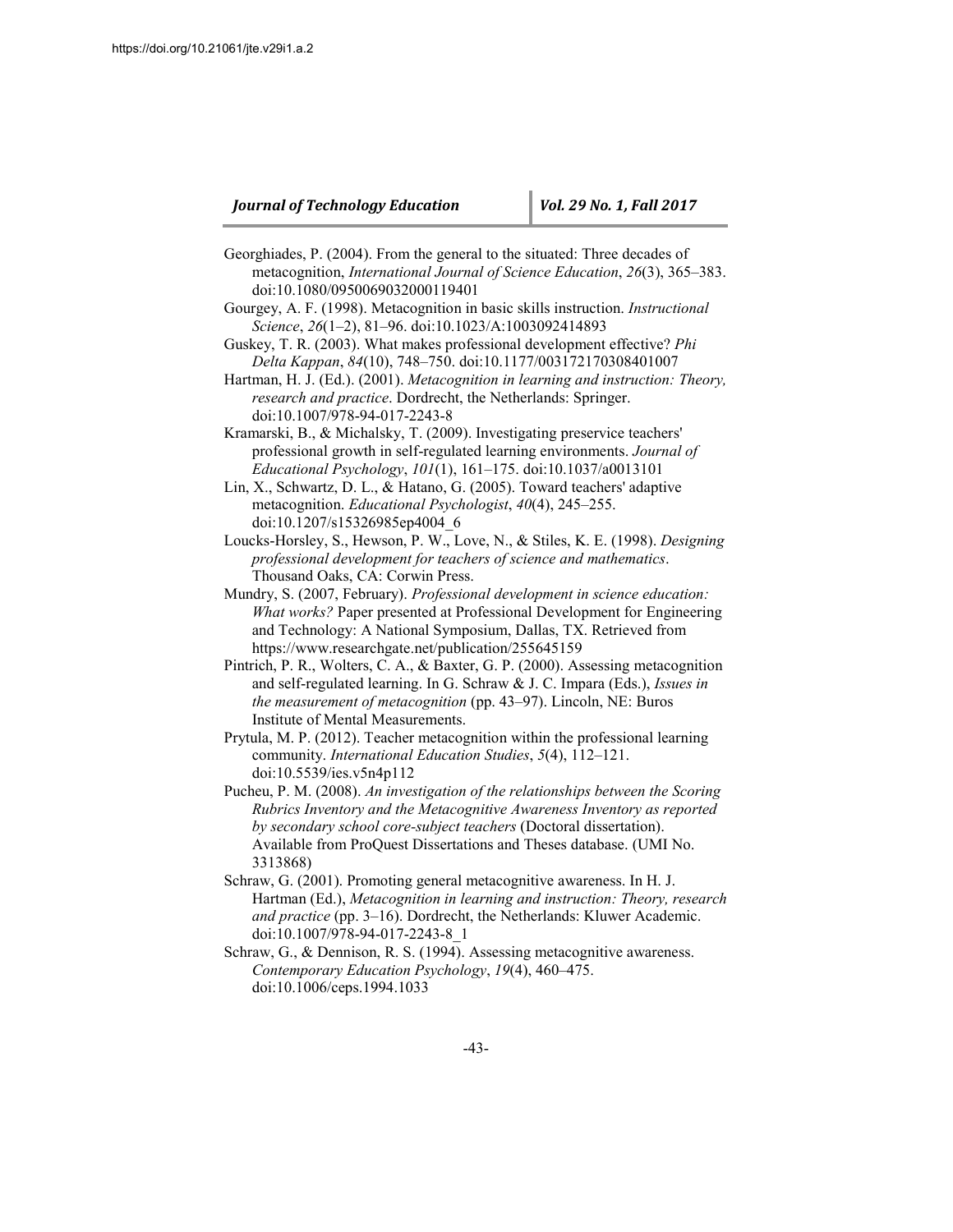Georghiades, P. (2004). From the general to the situated: Three decades of metacognition, *International Journal of Science Education*, *26*(3), 365–383. doi:10.1080/0950069032000119401

Gourgey, A. F. (1998). Metacognition in basic skills instruction. *Instructional Science*, *26*(1–2), 81–96. doi:10.1023/A:1003092414893

Guskey, T. R. (2003). What makes professional development effective? *Phi Delta Kappan*, *84*(10), 748–750. doi:10.1177/003172170308401007

Hartman, H. J. (Ed.). (2001). *Metacognition in learning and instruction: Theory, research and practice*. Dordrecht, the Netherlands: Springer. doi:10.1007/978-94-017-2243-8

Kramarski, B., & Michalsky, T. (2009). Investigating preservice teachers' professional growth in self-regulated learning environments. *Journal of Educational Psychology*, *101*(1), 161–175. doi:10.1037/a0013101

Lin, X., Schwartz, D. L., & Hatano, G. (2005). Toward teachers' adaptive metacognition. *Educational Psychologist*, *40*(4), 245–255. doi:10.1207/s15326985ep4004_6

Loucks-Horsley, S., Hewson, P. W., Love, N., & Stiles, K. E. (1998). *Designing professional development for teachers of science and mathematics*. Thousand Oaks, CA: Corwin Press.

Mundry, S. (2007, February). *Professional development in science education: What works?* Paper presented at Professional Development for Engineering and Technology: A National Symposium, Dallas, TX. Retrieved from https://www.researchgate.net/publication/255645159

Pintrich, P. R., Wolters, C. A., & Baxter, G. P. (2000). Assessing metacognition and self-regulated learning. In G. Schraw & J. C. Impara (Eds.), *Issues in the measurement of metacognition* (pp. 43–97). Lincoln, NE: Buros Institute of Mental Measurements.

Prytula, M. P. (2012). Teacher metacognition within the professional learning community. *International Education Studies*, *5*(4), 112–121. doi:10.5539/ies.v5n4p112

Pucheu, P. M. (2008). *An investigation of the relationships between the Scoring Rubrics Inventory and the Metacognitive Awareness Inventory as reported by secondary school core-subject teachers* (Doctoral dissertation). Available from ProQuest Dissertations and Theses database. (UMI No. 3313868)

Schraw, G. (2001). Promoting general metacognitive awareness. In H. J. Hartman (Ed.), *Metacognition in learning and instruction: Theory, research and practice* (pp. 3–16). Dordrecht, the Netherlands: Kluwer Academic. doi:10.1007/978-94-017-2243-8_1

Schraw, G., & Dennison, R. S. (1994). Assessing metacognitive awareness. *Contemporary Education Psychology*, *19*(4), 460–475. doi:10.1006/ceps.1994.1033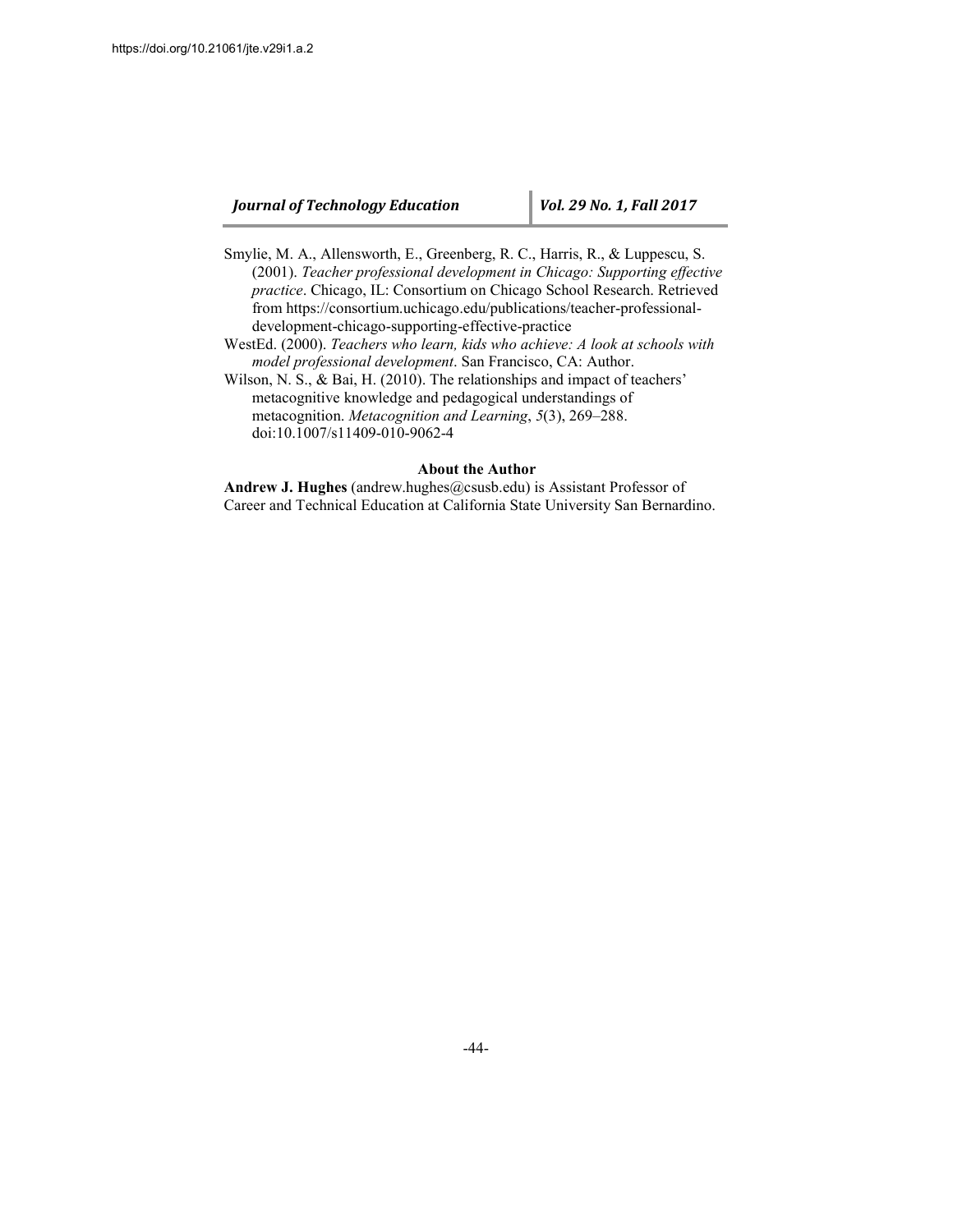Smylie, M. A., Allensworth, E., Greenberg, R. C., Harris, R., & Luppescu, S. (2001). *Teacher professional development in Chicago: Supporting effective practice*. Chicago, IL: Consortium on Chicago School Research. Retrieved from https://consortium.uchicago.edu/publications/teacher-professional-development-chicago-supporting-effective-practice

WestEd. (2000). *Teachers who learn, kids who achieve: A look at schools with model professional development*. San Francisco, CA: Author.

Wilson, N. S., & Bai, H. (2010). The relationships and impact of teachers' metacognitive knowledge and pedagogical understandings of metacognition. *Metacognition and Learning*, *5*(3), 269–288. doi:10.1007/s11409-010-9062-4

**About the Author**

**Andrew J. Hughes** (andrew.hughes@csusb.edu) is Assistant Professor of Career and Technical Education at California State University San Bernardino.